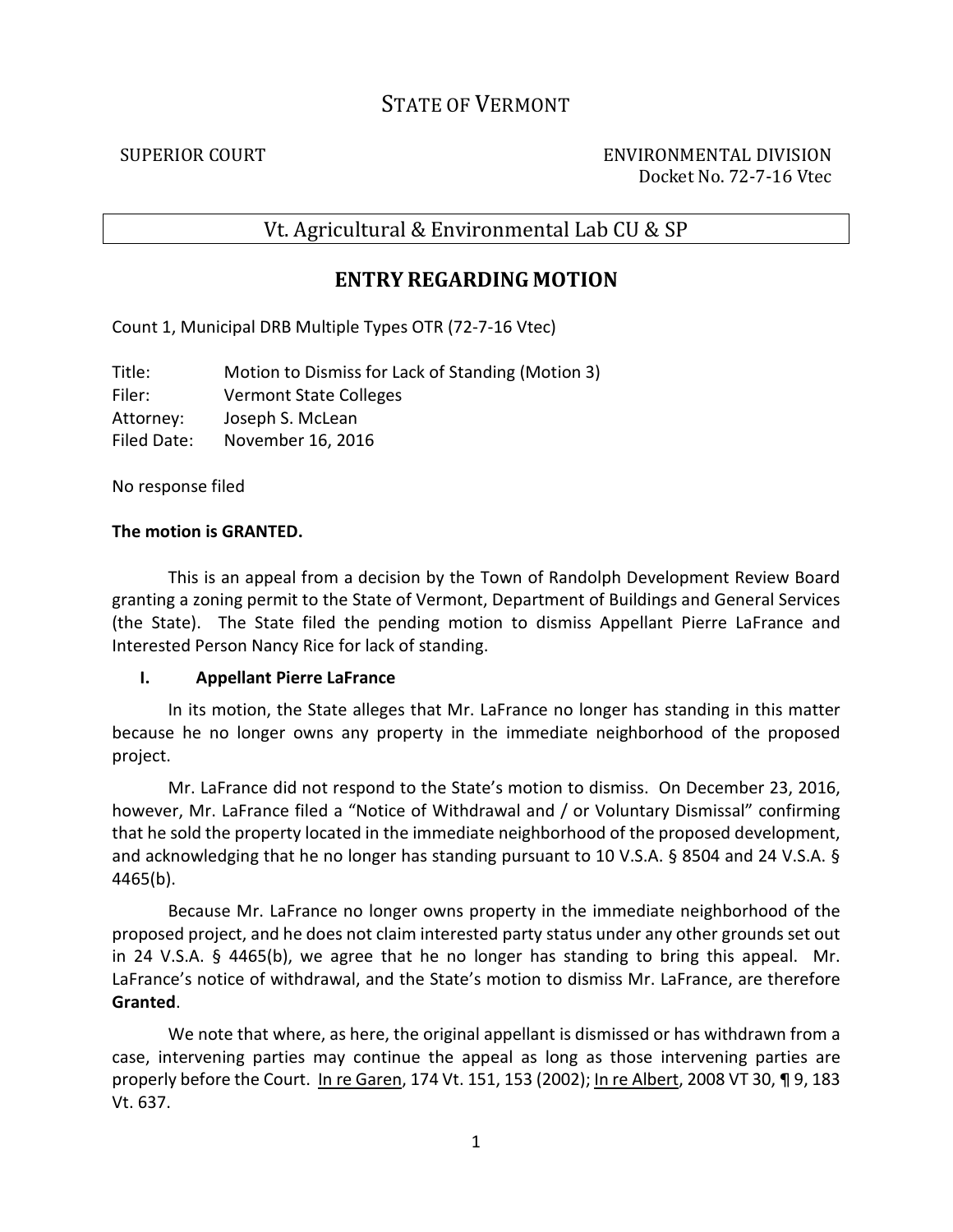# STATE OF VERMONT

SUPERIOR COURT ENVIRONMENTAL DIVISION
Docket No. 72-7-16 Vtec

Vt. Agricultural & Environmental Lab CU & SP

## ENTRY REGARDING MOTION

Count 1, Municipal DRB Multiple Types OTR (72-7-16 Vtec)

Title: Motion to Dismiss for Lack of Standing (Motion 3)
Filer: Vermont State Colleges
Attorney: Joseph S. McLean
Filed Date: November 16, 2016

No response filed

**The motion is GRANTED.**

This is an appeal from a decision by the Town of Randolph Development Review Board granting a zoning permit to the State of Vermont, Department of Buildings and General Services (the State). The State filed the pending motion to dismiss Appellant Pierre LaFrance and Interested Person Nancy Rice for lack of standing.

### I. Appellant Pierre LaFrance

In its motion, the State alleges that Mr. LaFrance no longer has standing in this matter because he no longer owns any property in the immediate neighborhood of the proposed project.

Mr. LaFrance did not respond to the State's motion to dismiss. On December 23, 2016, however, Mr. LaFrance filed a "Notice of Withdrawal and / or Voluntary Dismissal" confirming that he sold the property located in the immediate neighborhood of the proposed development, and acknowledging that he no longer has standing pursuant to 10 V.S.A. § 8504 and 24 V.S.A. § 4465(b).

Because Mr. LaFrance no longer owns property in the immediate neighborhood of the proposed project, and he does not claim interested party status under any other grounds set out in 24 V.S.A. § 4465(b), we agree that he no longer has standing to bring this appeal. Mr. LaFrance's notice of withdrawal, and the State's motion to dismiss Mr. LaFrance, are therefore **Granted**.

We note that where, as here, the original appellant is dismissed or has withdrawn from a case, intervening parties may continue the appeal as long as those intervening parties are properly before the Court. In re Garen, 174 Vt. 151, 153 (2002); In re Albert, 2008 VT 30, ¶ 9, 183 Vt. 637.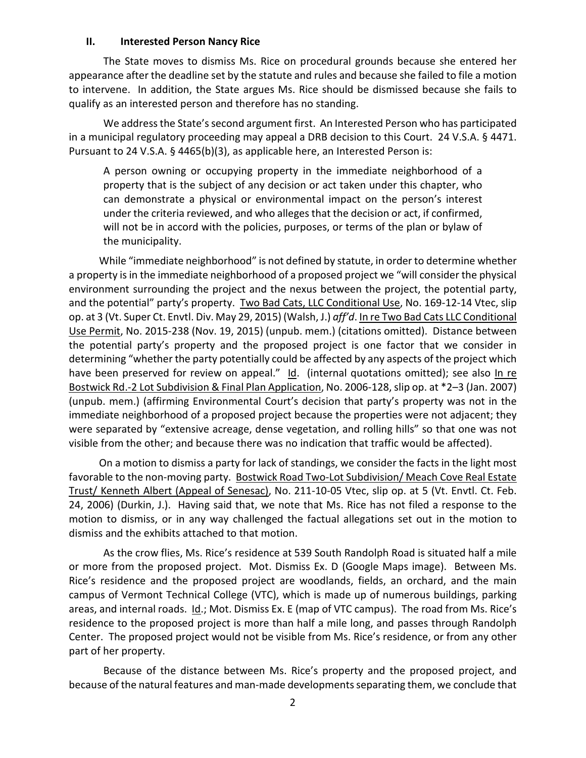## II. Interested Person Nancy Rice

The State moves to dismiss Ms. Rice on procedural grounds because she entered her appearance after the deadline set by the statute and rules and because she failed to file a motion to intervene. In addition, the State argues Ms. Rice should be dismissed because she fails to qualify as an interested person and therefore has no standing.

We address the State's second argument first. An Interested Person who has participated in a municipal regulatory proceeding may appeal a DRB decision to this Court. 24 V.S.A. § 4471. Pursuant to 24 V.S.A. § 4465(b)(3), as applicable here, an Interested Person is:

> A person owning or occupying property in the immediate neighborhood of a property that is the subject of any decision or act taken under this chapter, who can demonstrate a physical or environmental impact on the person's interest under the criteria reviewed, and who alleges that the decision or act, if confirmed, will not be in accord with the policies, purposes, or terms of the plan or bylaw of the municipality.

While "immediate neighborhood" is not defined by statute, in order to determine whether a property is in the immediate neighborhood of a proposed project we "will consider the physical environment surrounding the project and the nexus between the project, the potential party, and the potential" party's property. Two Bad Cats, LLC Conditional Use, No. 169-12-14 Vtec, slip op. at 3 (Vt. Super Ct. Envtl. Div. May 29, 2015) (Walsh, J.) *aff'd*. In re Two Bad Cats LLC Conditional Use Permit, No. 2015-238 (Nov. 19, 2015) (unpub. mem.) (citations omitted). Distance between the potential party's property and the proposed project is one factor that we consider in determining "whether the party potentially could be affected by any aspects of the project which have been preserved for review on appeal." Id. (internal quotations omitted); see also In re Bostwick Rd.-2 Lot Subdivision & Final Plan Application, No. 2006-128, slip op. at *2–3 (Jan. 2007) (unpub. mem.) (affirming Environmental Court's decision that party's property was not in the immediate neighborhood of a proposed project because the properties were not adjacent; they were separated by "extensive acreage, dense vegetation, and rolling hills" so that one was not visible from the other; and because there was no indication that traffic would be affected).

On a motion to dismiss a party for lack of standings, we consider the facts in the light most favorable to the non-moving party. Bostwick Road Two-Lot Subdivision/ Meach Cove Real Estate Trust/ Kenneth Albert (Appeal of Senesac), No. 211-10-05 Vtec, slip op. at 5 (Vt. Envtl. Ct. Feb. 24, 2006) (Durkin, J.). Having said that, we note that Ms. Rice has not filed a response to the motion to dismiss, or in any way challenged the factual allegations set out in the motion to dismiss and the exhibits attached to that motion.

As the crow flies, Ms. Rice's residence at 539 South Randolph Road is situated half a mile or more from the proposed project. Mot. Dismiss Ex. D (Google Maps image). Between Ms. Rice's residence and the proposed project are woodlands, fields, an orchard, and the main campus of Vermont Technical College (VTC), which is made up of numerous buildings, parking areas, and internal roads. Id.; Mot. Dismiss Ex. E (map of VTC campus). The road from Ms. Rice's residence to the proposed project is more than half a mile long, and passes through Randolph Center. The proposed project would not be visible from Ms. Rice's residence, or from any other part of her property.

Because of the distance between Ms. Rice's property and the proposed project, and because of the natural features and man-made developments separating them, we conclude that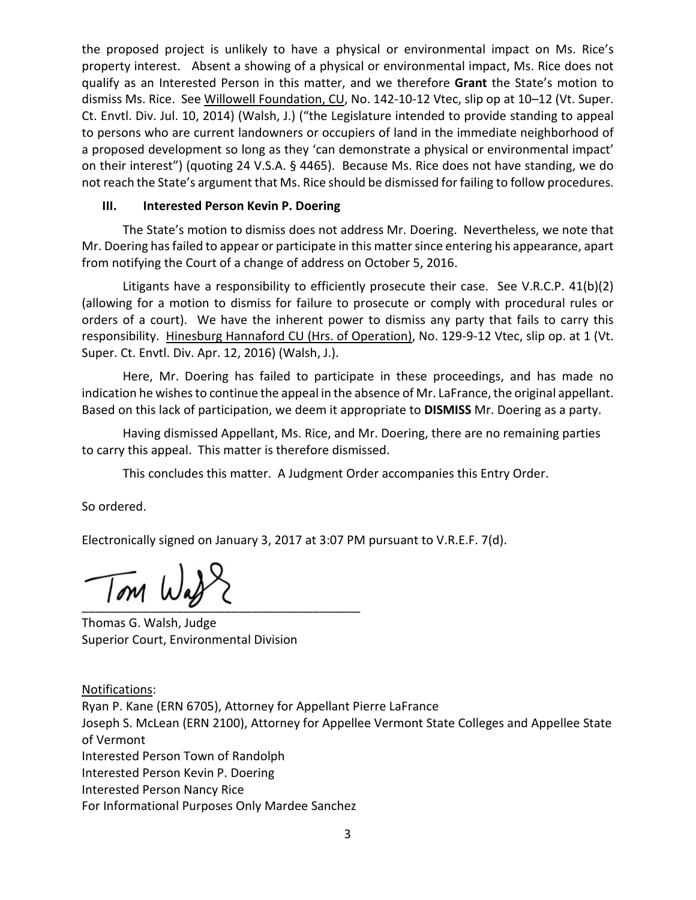the proposed project is unlikely to have a physical or environmental impact on Ms. Rice's property interest. Absent a showing of a physical or environmental impact, Ms. Rice does not qualify as an Interested Person in this matter, and we therefore **Grant** the State's motion to dismiss Ms. Rice. See Willowell Foundation, CU, No. 142-10-12 Vtec, slip op at 10–12 (Vt. Super. Ct. Envtl. Div. Jul. 10, 2014) (Walsh, J.) ("the Legislature intended to provide standing to appeal to persons who are current landowners or occupiers of land in the immediate neighborhood of a proposed development so long as they 'can demonstrate a physical or environmental impact' on their interest") (quoting 24 V.S.A. § 4465). Because Ms. Rice does not have standing, we do not reach the State's argument that Ms. Rice should be dismissed for failing to follow procedures.

### III. Interested Person Kevin P. Doering

The State's motion to dismiss does not address Mr. Doering. Nevertheless, we note that Mr. Doering has failed to appear or participate in this matter since entering his appearance, apart from notifying the Court of a change of address on October 5, 2016.

Litigants have a responsibility to efficiently prosecute their case. See V.R.C.P. 41(b)(2) (allowing for a motion to dismiss for failure to prosecute or comply with procedural rules or orders of a court). We have the inherent power to dismiss any party that fails to carry this responsibility. Hinesburg Hannaford CU (Hrs. of Operation), No. 129-9-12 Vtec, slip op. at 1 (Vt. Super. Ct. Envtl. Div. Apr. 12, 2016) (Walsh, J.).

Here, Mr. Doering has failed to participate in these proceedings, and has made no indication he wishes to continue the appeal in the absence of Mr. LaFrance, the original appellant. Based on this lack of participation, we deem it appropriate to **DISMISS** Mr. Doering as a party.

Having dismissed Appellant, Ms. Rice, and Mr. Doering, there are no remaining parties to carry this appeal. This matter is therefore dismissed.

This concludes this matter. A Judgment Order accompanies this Entry Order.

So ordered.

Electronically signed on January 3, 2017 at 3:07 PM pursuant to V.R.E.F. 7(d).

Thomas G. Walsh, Judge
Superior Court, Environmental Division

Notifications:
Ryan P. Kane (ERN 6705), Attorney for Appellant Pierre LaFrance
Joseph S. McLean (ERN 2100), Attorney for Appellee Vermont State Colleges and Appellee State of Vermont
Interested Person Town of Randolph
Interested Person Kevin P. Doering
Interested Person Nancy Rice
For Informational Purposes Only Mardee Sanchez